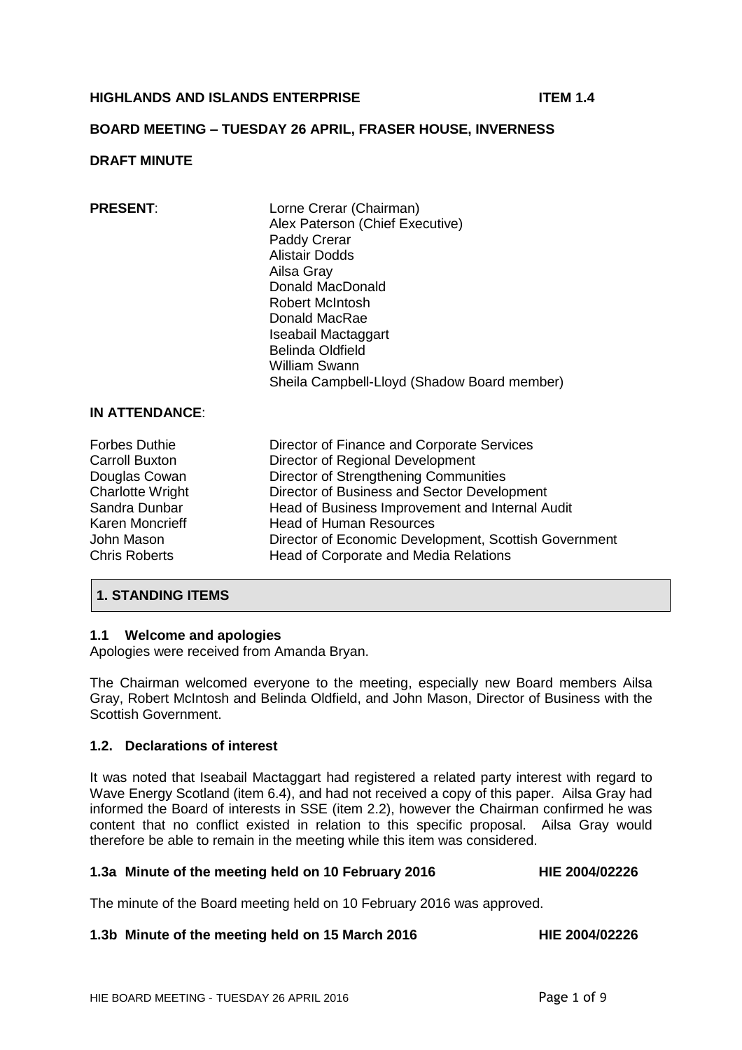**HIGHLANDS AND ISLANDS ENTERPRISE** **ITEM 1.4**

**BOARD MEETING – TUESDAY 26 APRIL, FRASER HOUSE, INVERNESS**

**DRAFT MINUTE**

| | |
|---|---|
| **PRESENT**: | Lorne Crerar (Chairman) |
| | Alex Paterson (Chief Executive) |
| | Paddy Crerar |
| | Alistair Dodds |
| | Ailsa Gray |
| | Donald MacDonald |
| | Robert McIntosh |
| | Donald MacRae |
| | Iseabail Mactaggart |
| | Belinda Oldfield |
| | William Swann |
| | Sheila Campbell-Lloyd (Shadow Board member) |

**IN ATTENDANCE**:

| | |
|---|---|
| Forbes Duthie | Director of Finance and Corporate Services |
| Carroll Buxton | Director of Regional Development |
| Douglas Cowan | Director of Strengthening Communities |
| Charlotte Wright | Director of Business and Sector Development |
| Sandra Dunbar | Head of Business Improvement and Internal Audit |
| Karen Moncrieff | Head of Human Resources |
| John Mason | Director of Economic Development, Scottish Government |
| Chris Roberts | Head of Corporate and Media Relations |

## 1. STANDING ITEMS

### 1.1 Welcome and apologies

Apologies were received from Amanda Bryan.

The Chairman welcomed everyone to the meeting, especially new Board members Ailsa Gray, Robert McIntosh and Belinda Oldfield, and John Mason, Director of Business with the Scottish Government.

### 1.2. Declarations of interest

It was noted that Iseabail Mactaggart had registered a related party interest with regard to Wave Energy Scotland (item 6.4), and had not received a copy of this paper. Ailsa Gray had informed the Board of interests in SSE (item 2.2), however the Chairman confirmed he was content that no conflict existed in relation to this specific proposal. Ailsa Gray would therefore be able to remain in the meeting while this item was considered.

### 1.3a Minute of the meeting held on 10 February 2016 HIE 2004/02226

The minute of the Board meeting held on 10 February 2016 was approved.

### 1.3b Minute of the meeting held on 15 March 2016 HIE 2004/02226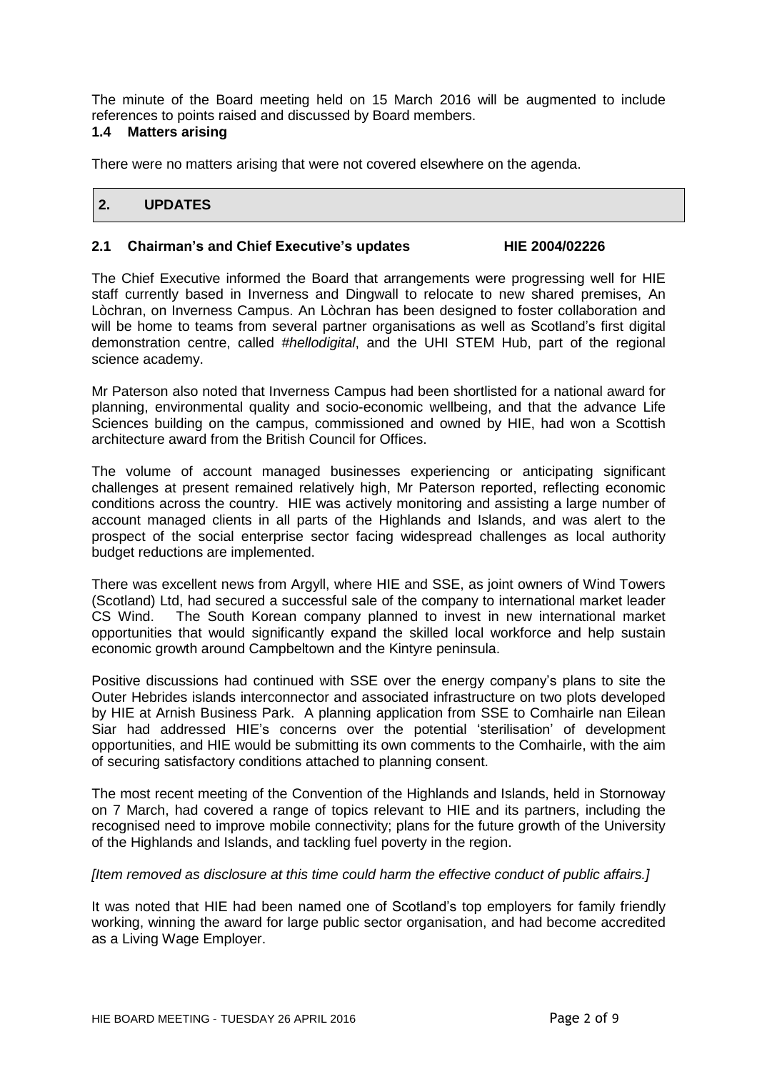The minute of the Board meeting held on 15 March 2016 will be augmented to include references to points raised and discussed by Board members.

### 1.4 Matters arising

There were no matters arising that were not covered elsewhere on the agenda.

## 2. UPDATES

### 2.1 Chairman's and Chief Executive's updates HIE 2004/02226

The Chief Executive informed the Board that arrangements were progressing well for HIE staff currently based in Inverness and Dingwall to relocate to new shared premises, An Lòchran, on Inverness Campus. An Lòchran has been designed to foster collaboration and will be home to teams from several partner organisations as well as Scotland's first digital demonstration centre, called *#hellodigital*, and the UHI STEM Hub, part of the regional science academy.

Mr Paterson also noted that Inverness Campus had been shortlisted for a national award for planning, environmental quality and socio-economic wellbeing, and that the advance Life Sciences building on the campus, commissioned and owned by HIE, had won a Scottish architecture award from the British Council for Offices.

The volume of account managed businesses experiencing or anticipating significant challenges at present remained relatively high, Mr Paterson reported, reflecting economic conditions across the country. HIE was actively monitoring and assisting a large number of account managed clients in all parts of the Highlands and Islands, and was alert to the prospect of the social enterprise sector facing widespread challenges as local authority budget reductions are implemented.

There was excellent news from Argyll, where HIE and SSE, as joint owners of Wind Towers (Scotland) Ltd, had secured a successful sale of the company to international market leader CS Wind. The South Korean company planned to invest in new international market opportunities that would significantly expand the skilled local workforce and help sustain economic growth around Campbeltown and the Kintyre peninsula.

Positive discussions had continued with SSE over the energy company's plans to site the Outer Hebrides islands interconnector and associated infrastructure on two plots developed by HIE at Arnish Business Park. A planning application from SSE to Comhairle nan Eilean Siar had addressed HIE's concerns over the potential 'sterilisation' of development opportunities, and HIE would be submitting its own comments to the Comhairle, with the aim of securing satisfactory conditions attached to planning consent.

The most recent meeting of the Convention of the Highlands and Islands, held in Stornoway on 7 March, had covered a range of topics relevant to HIE and its partners, including the recognised need to improve mobile connectivity; plans for the future growth of the University of the Highlands and Islands, and tackling fuel poverty in the region.

*[Item removed as disclosure at this time could harm the effective conduct of public affairs.]*

It was noted that HIE had been named one of Scotland's top employers for family friendly working, winning the award for large public sector organisation, and had become accredited as a Living Wage Employer.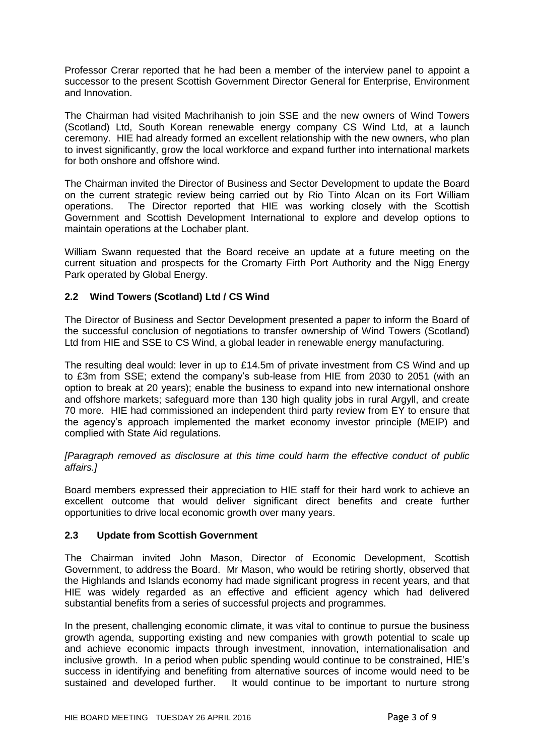Professor Crerar reported that he had been a member of the interview panel to appoint a successor to the present Scottish Government Director General for Enterprise, Environment and Innovation.

The Chairman had visited Machrihanish to join SSE and the new owners of Wind Towers (Scotland) Ltd, South Korean renewable energy company CS Wind Ltd, at a launch ceremony. HIE had already formed an excellent relationship with the new owners, who plan to invest significantly, grow the local workforce and expand further into international markets for both onshore and offshore wind.

The Chairman invited the Director of Business and Sector Development to update the Board on the current strategic review being carried out by Rio Tinto Alcan on its Fort William operations. The Director reported that HIE was working closely with the Scottish Government and Scottish Development International to explore and develop options to maintain operations at the Lochaber plant.

William Swann requested that the Board receive an update at a future meeting on the current situation and prospects for the Cromarty Firth Port Authority and the Nigg Energy Park operated by Global Energy.

### 2.2 Wind Towers (Scotland) Ltd / CS Wind

The Director of Business and Sector Development presented a paper to inform the Board of the successful conclusion of negotiations to transfer ownership of Wind Towers (Scotland) Ltd from HIE and SSE to CS Wind, a global leader in renewable energy manufacturing.

The resulting deal would: lever in up to £14.5m of private investment from CS Wind and up to £3m from SSE; extend the company's sub-lease from HIE from 2030 to 2051 (with an option to break at 20 years); enable the business to expand into new international onshore and offshore markets; safeguard more than 130 high quality jobs in rural Argyll, and create 70 more. HIE had commissioned an independent third party review from EY to ensure that the agency's approach implemented the market economy investor principle (MEIP) and complied with State Aid regulations.

*[Paragraph removed as disclosure at this time could harm the effective conduct of public affairs.]*

Board members expressed their appreciation to HIE staff for their hard work to achieve an excellent outcome that would deliver significant direct benefits and create further opportunities to drive local economic growth over many years.

### 2.3 Update from Scottish Government

The Chairman invited John Mason, Director of Economic Development, Scottish Government, to address the Board. Mr Mason, who would be retiring shortly, observed that the Highlands and Islands economy had made significant progress in recent years, and that HIE was widely regarded as an effective and efficient agency which had delivered substantial benefits from a series of successful projects and programmes.

In the present, challenging economic climate, it was vital to continue to pursue the business growth agenda, supporting existing and new companies with growth potential to scale up and achieve economic impacts through investment, innovation, internationalisation and inclusive growth. In a period when public spending would continue to be constrained, HIE's success in identifying and benefiting from alternative sources of income would need to be sustained and developed further. It would continue to be important to nurture strong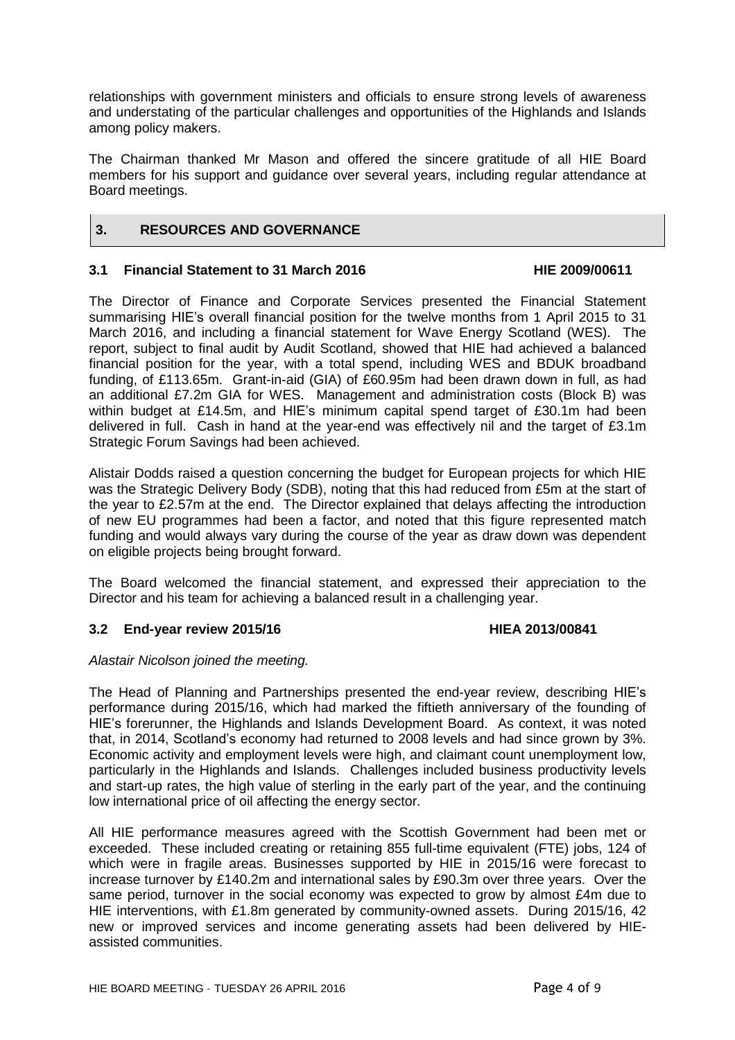relationships with government ministers and officials to ensure strong levels of awareness and understating of the particular challenges and opportunities of the Highlands and Islands among policy makers.

The Chairman thanked Mr Mason and offered the sincere gratitude of all HIE Board members for his support and guidance over several years, including regular attendance at Board meetings.

## 3. RESOURCES AND GOVERNANCE

### 3.1 Financial Statement to 31 March 2016 — HIE 2009/00611

The Director of Finance and Corporate Services presented the Financial Statement summarising HIE's overall financial position for the twelve months from 1 April 2015 to 31 March 2016, and including a financial statement for Wave Energy Scotland (WES). The report, subject to final audit by Audit Scotland, showed that HIE had achieved a balanced financial position for the year, with a total spend, including WES and BDUK broadband funding, of £113.65m. Grant-in-aid (GIA) of £60.95m had been drawn down in full, as had an additional £7.2m GIA for WES. Management and administration costs (Block B) was within budget at £14.5m, and HIE's minimum capital spend target of £30.1m had been delivered in full. Cash in hand at the year-end was effectively nil and the target of £3.1m Strategic Forum Savings had been achieved.

Alistair Dodds raised a question concerning the budget for European projects for which HIE was the Strategic Delivery Body (SDB), noting that this had reduced from £5m at the start of the year to £2.57m at the end. The Director explained that delays affecting the introduction of new EU programmes had been a factor, and noted that this figure represented match funding and would always vary during the course of the year as draw down was dependent on eligible projects being brought forward.

The Board welcomed the financial statement, and expressed their appreciation to the Director and his team for achieving a balanced result in a challenging year.

### 3.2 End-year review 2015/16 — HIEA 2013/00841

*Alastair Nicolson joined the meeting.*

The Head of Planning and Partnerships presented the end-year review, describing HIE's performance during 2015/16, which had marked the fiftieth anniversary of the founding of HIE's forerunner, the Highlands and Islands Development Board. As context, it was noted that, in 2014, Scotland's economy had returned to 2008 levels and had since grown by 3%. Economic activity and employment levels were high, and claimant count unemployment low, particularly in the Highlands and Islands. Challenges included business productivity levels and start-up rates, the high value of sterling in the early part of the year, and the continuing low international price of oil affecting the energy sector.

All HIE performance measures agreed with the Scottish Government had been met or exceeded. These included creating or retaining 855 full-time equivalent (FTE) jobs, 124 of which were in fragile areas. Businesses supported by HIE in 2015/16 were forecast to increase turnover by £140.2m and international sales by £90.3m over three years. Over the same period, turnover in the social economy was expected to grow by almost £4m due to HIE interventions, with £1.8m generated by community-owned assets. During 2015/16, 42 new or improved services and income generating assets had been delivered by HIE-assisted communities.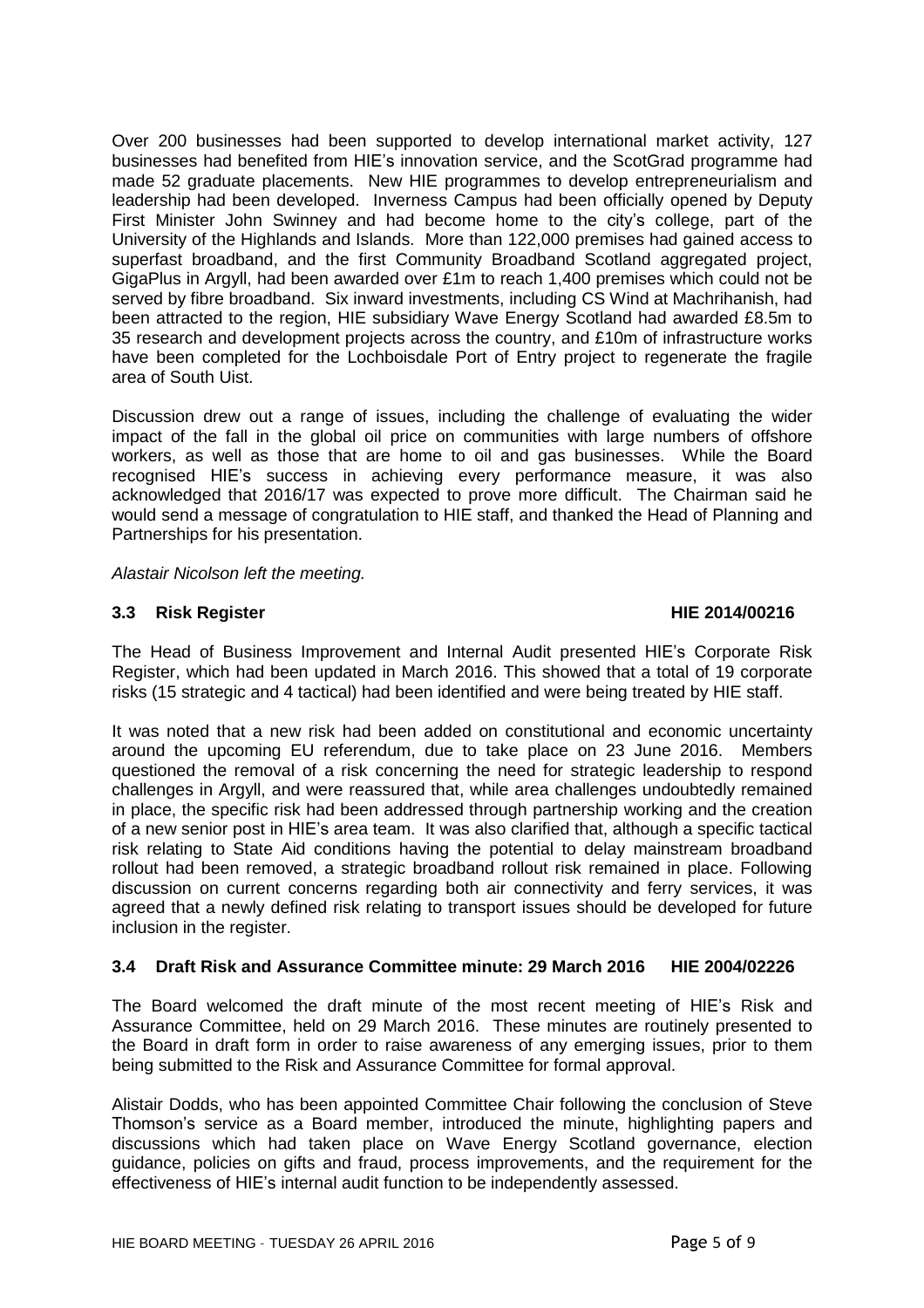Over 200 businesses had been supported to develop international market activity, 127 businesses had benefited from HIE's innovation service, and the ScotGrad programme had made 52 graduate placements. New HIE programmes to develop entrepreneurialism and leadership had been developed. Inverness Campus had been officially opened by Deputy First Minister John Swinney and had become home to the city's college, part of the University of the Highlands and Islands. More than 122,000 premises had gained access to superfast broadband, and the first Community Broadband Scotland aggregated project, GigaPlus in Argyll, had been awarded over £1m to reach 1,400 premises which could not be served by fibre broadband. Six inward investments, including CS Wind at Machrihanish, had been attracted to the region, HIE subsidiary Wave Energy Scotland had awarded £8.5m to 35 research and development projects across the country, and £10m of infrastructure works have been completed for the Lochboisdale Port of Entry project to regenerate the fragile area of South Uist.

Discussion drew out a range of issues, including the challenge of evaluating the wider impact of the fall in the global oil price on communities with large numbers of offshore workers, as well as those that are home to oil and gas businesses. While the Board recognised HIE's success in achieving every performance measure, it was also acknowledged that 2016/17 was expected to prove more difficult. The Chairman said he would send a message of congratulation to HIE staff, and thanked the Head of Planning and Partnerships for his presentation.

*Alastair Nicolson left the meeting.*

### 3.3 Risk Register — HIE 2014/00216

The Head of Business Improvement and Internal Audit presented HIE's Corporate Risk Register, which had been updated in March 2016. This showed that a total of 19 corporate risks (15 strategic and 4 tactical) had been identified and were being treated by HIE staff.

It was noted that a new risk had been added on constitutional and economic uncertainty around the upcoming EU referendum, due to take place on 23 June 2016. Members questioned the removal of a risk concerning the need for strategic leadership to respond challenges in Argyll, and were reassured that, while area challenges undoubtedly remained in place, the specific risk had been addressed through partnership working and the creation of a new senior post in HIE's area team. It was also clarified that, although a specific tactical risk relating to State Aid conditions having the potential to delay mainstream broadband rollout had been removed, a strategic broadband rollout risk remained in place. Following discussion on current concerns regarding both air connectivity and ferry services, it was agreed that a newly defined risk relating to transport issues should be developed for future inclusion in the register.

### 3.4 Draft Risk and Assurance Committee minute: 29 March 2016 — HIE 2004/02226

The Board welcomed the draft minute of the most recent meeting of HIE's Risk and Assurance Committee, held on 29 March 2016. These minutes are routinely presented to the Board in draft form in order to raise awareness of any emerging issues, prior to them being submitted to the Risk and Assurance Committee for formal approval.

Alistair Dodds, who has been appointed Committee Chair following the conclusion of Steve Thomson's service as a Board member, introduced the minute, highlighting papers and discussions which had taken place on Wave Energy Scotland governance, election guidance, policies on gifts and fraud, process improvements, and the requirement for the effectiveness of HIE's internal audit function to be independently assessed.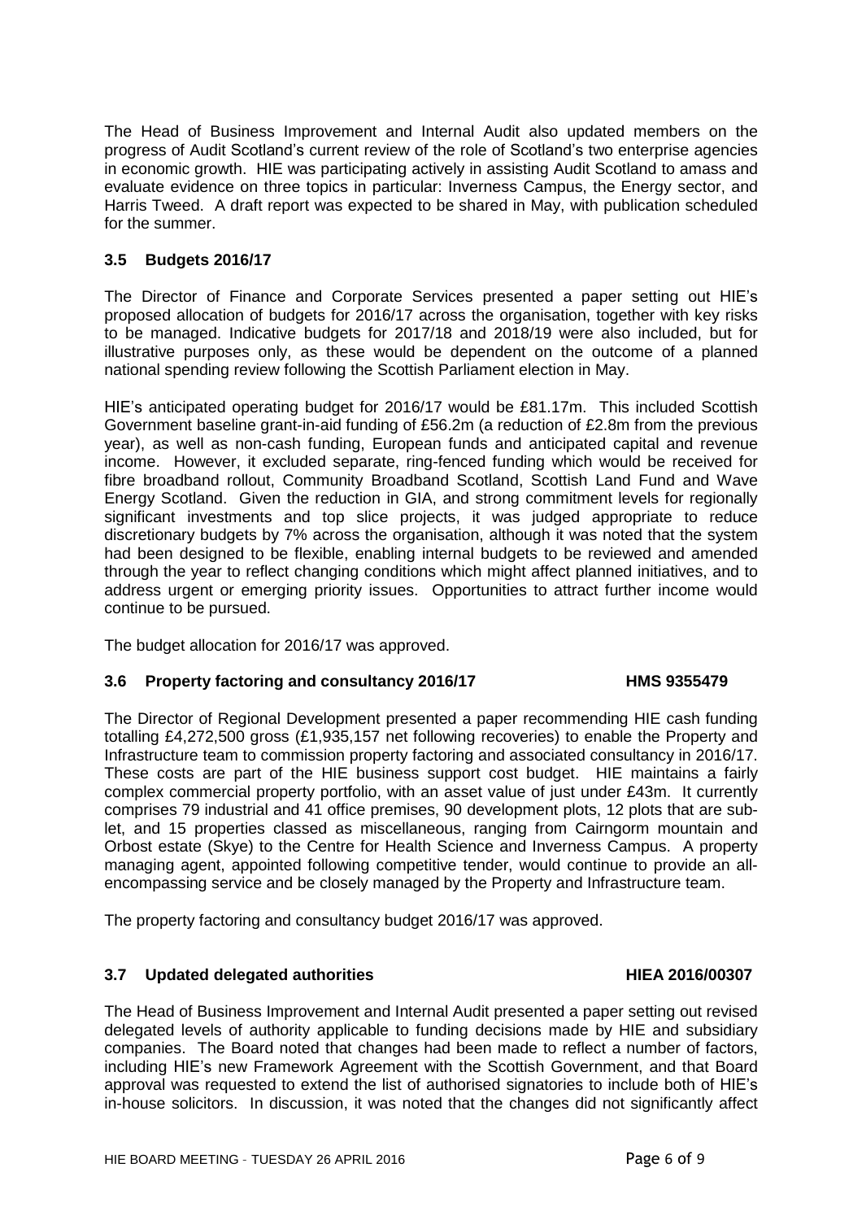The Head of Business Improvement and Internal Audit also updated members on the progress of Audit Scotland's current review of the role of Scotland's two enterprise agencies in economic growth. HIE was participating actively in assisting Audit Scotland to amass and evaluate evidence on three topics in particular: Inverness Campus, the Energy sector, and Harris Tweed. A draft report was expected to be shared in May, with publication scheduled for the summer.

### 3.5 Budgets 2016/17

The Director of Finance and Corporate Services presented a paper setting out HIE's proposed allocation of budgets for 2016/17 across the organisation, together with key risks to be managed. Indicative budgets for 2017/18 and 2018/19 were also included, but for illustrative purposes only, as these would be dependent on the outcome of a planned national spending review following the Scottish Parliament election in May.

HIE's anticipated operating budget for 2016/17 would be £81.17m. This included Scottish Government baseline grant-in-aid funding of £56.2m (a reduction of £2.8m from the previous year), as well as non-cash funding, European funds and anticipated capital and revenue income. However, it excluded separate, ring-fenced funding which would be received for fibre broadband rollout, Community Broadband Scotland, Scottish Land Fund and Wave Energy Scotland. Given the reduction in GIA, and strong commitment levels for regionally significant investments and top slice projects, it was judged appropriate to reduce discretionary budgets by 7% across the organisation, although it was noted that the system had been designed to be flexible, enabling internal budgets to be reviewed and amended through the year to reflect changing conditions which might affect planned initiatives, and to address urgent or emerging priority issues. Opportunities to attract further income would continue to be pursued.

The budget allocation for 2016/17 was approved.

### 3.6 Property factoring and consultancy 2016/17 HMS 9355479

The Director of Regional Development presented a paper recommending HIE cash funding totalling £4,272,500 gross (£1,935,157 net following recoveries) to enable the Property and Infrastructure team to commission property factoring and associated consultancy in 2016/17. These costs are part of the HIE business support cost budget. HIE maintains a fairly complex commercial property portfolio, with an asset value of just under £43m. It currently comprises 79 industrial and 41 office premises, 90 development plots, 12 plots that are sub-let, and 15 properties classed as miscellaneous, ranging from Cairngorm mountain and Orbost estate (Skye) to the Centre for Health Science and Inverness Campus. A property managing agent, appointed following competitive tender, would continue to provide an all-encompassing service and be closely managed by the Property and Infrastructure team.

The property factoring and consultancy budget 2016/17 was approved.

### 3.7 Updated delegated authorities HIEA 2016/00307

The Head of Business Improvement and Internal Audit presented a paper setting out revised delegated levels of authority applicable to funding decisions made by HIE and subsidiary companies. The Board noted that changes had been made to reflect a number of factors, including HIE's new Framework Agreement with the Scottish Government, and that Board approval was requested to extend the list of authorised signatories to include both of HIE's in-house solicitors. In discussion, it was noted that the changes did not significantly affect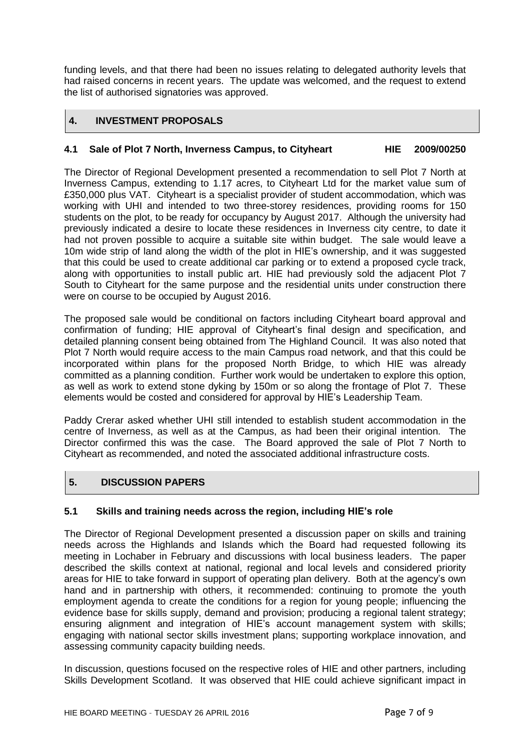funding levels, and that there had been no issues relating to delegated authority levels that had raised concerns in recent years. The update was welcomed, and the request to extend the list of authorised signatories was approved.

## 4. INVESTMENT PROPOSALS

### 4.1 Sale of Plot 7 North, Inverness Campus, to Cityheart HIE 2009/00250

The Director of Regional Development presented a recommendation to sell Plot 7 North at Inverness Campus, extending to 1.17 acres, to Cityheart Ltd for the market value sum of £350,000 plus VAT. Cityheart is a specialist provider of student accommodation, which was working with UHI and intended to two three-storey residences, providing rooms for 150 students on the plot, to be ready for occupancy by August 2017. Although the university had previously indicated a desire to locate these residences in Inverness city centre, to date it had not proven possible to acquire a suitable site within budget. The sale would leave a 10m wide strip of land along the width of the plot in HIE's ownership, and it was suggested that this could be used to create additional car parking or to extend a proposed cycle track, along with opportunities to install public art. HIE had previously sold the adjacent Plot 7 South to Cityheart for the same purpose and the residential units under construction there were on course to be occupied by August 2016.

The proposed sale would be conditional on factors including Cityheart board approval and confirmation of funding; HIE approval of Cityheart's final design and specification, and detailed planning consent being obtained from The Highland Council. It was also noted that Plot 7 North would require access to the main Campus road network, and that this could be incorporated within plans for the proposed North Bridge, to which HIE was already committed as a planning condition. Further work would be undertaken to explore this option, as well as work to extend stone dyking by 150m or so along the frontage of Plot 7. These elements would be costed and considered for approval by HIE's Leadership Team.

Paddy Crerar asked whether UHI still intended to establish student accommodation in the centre of Inverness, as well as at the Campus, as had been their original intention. The Director confirmed this was the case. The Board approved the sale of Plot 7 North to Cityheart as recommended, and noted the associated additional infrastructure costs.

## 5. DISCUSSION PAPERS

### 5.1 Skills and training needs across the region, including HIE's role

The Director of Regional Development presented a discussion paper on skills and training needs across the Highlands and Islands which the Board had requested following its meeting in Lochaber in February and discussions with local business leaders. The paper described the skills context at national, regional and local levels and considered priority areas for HIE to take forward in support of operating plan delivery. Both at the agency's own hand and in partnership with others, it recommended: continuing to promote the youth employment agenda to create the conditions for a region for young people; influencing the evidence base for skills supply, demand and provision; producing a regional talent strategy; ensuring alignment and integration of HIE's account management system with skills; engaging with national sector skills investment plans; supporting workplace innovation, and assessing community capacity building needs.

In discussion, questions focused on the respective roles of HIE and other partners, including Skills Development Scotland. It was observed that HIE could achieve significant impact in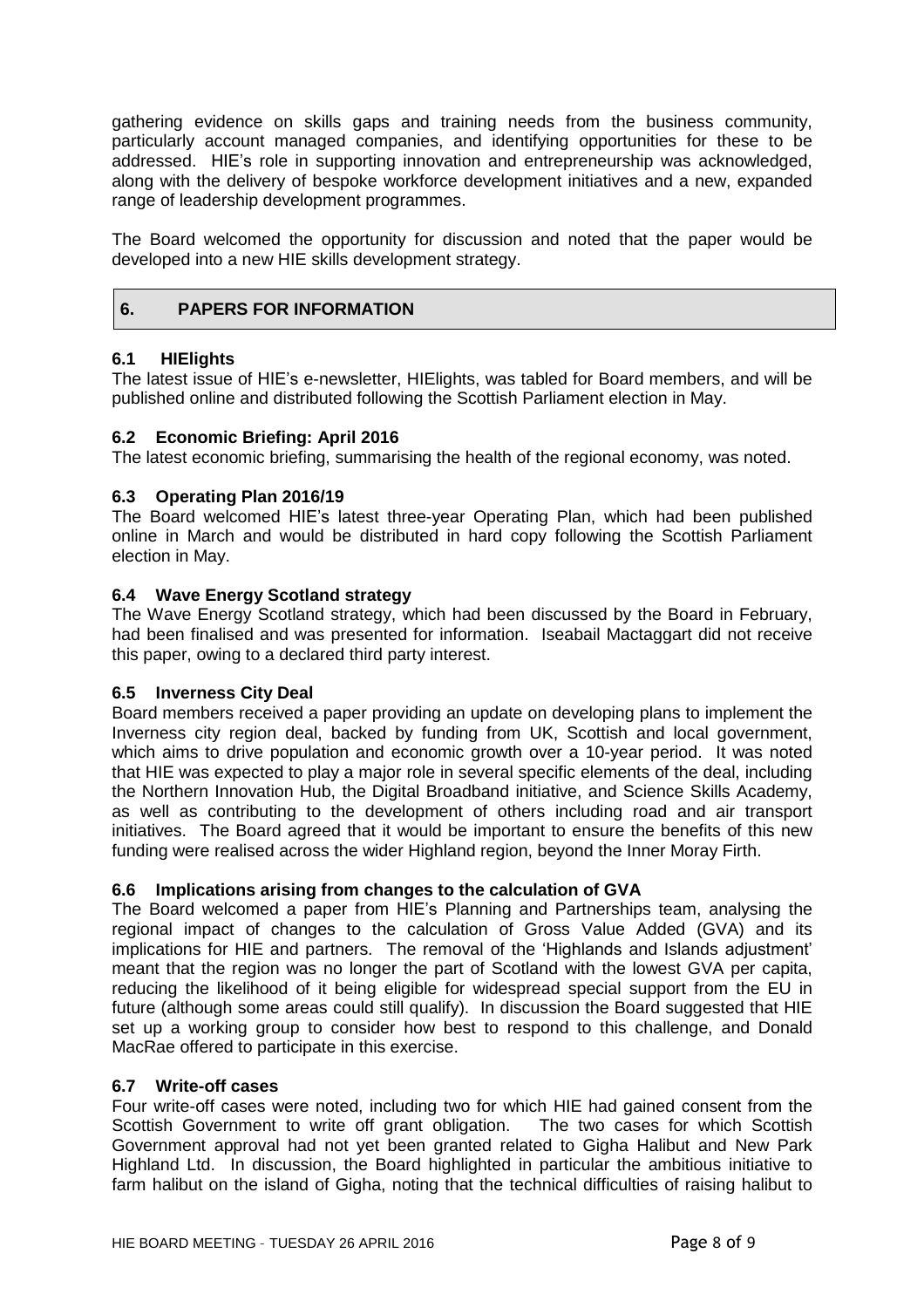gathering evidence on skills gaps and training needs from the business community, particularly account managed companies, and identifying opportunities for these to be addressed. HIE's role in supporting innovation and entrepreneurship was acknowledged, along with the delivery of bespoke workforce development initiatives and a new, expanded range of leadership development programmes.

The Board welcomed the opportunity for discussion and noted that the paper would be developed into a new HIE skills development strategy.

## 6. PAPERS FOR INFORMATION

### 6.1 HIElights

The latest issue of HIE's e-newsletter, HIElights, was tabled for Board members, and will be published online and distributed following the Scottish Parliament election in May.

### 6.2 Economic Briefing: April 2016

The latest economic briefing, summarising the health of the regional economy, was noted.

### 6.3 Operating Plan 2016/19

The Board welcomed HIE's latest three-year Operating Plan, which had been published online in March and would be distributed in hard copy following the Scottish Parliament election in May.

### 6.4 Wave Energy Scotland strategy

The Wave Energy Scotland strategy, which had been discussed by the Board in February, had been finalised and was presented for information. Iseabail Mactaggart did not receive this paper, owing to a declared third party interest.

### 6.5 Inverness City Deal

Board members received a paper providing an update on developing plans to implement the Inverness city region deal, backed by funding from UK, Scottish and local government, which aims to drive population and economic growth over a 10-year period. It was noted that HIE was expected to play a major role in several specific elements of the deal, including the Northern Innovation Hub, the Digital Broadband initiative, and Science Skills Academy, as well as contributing to the development of others including road and air transport initiatives. The Board agreed that it would be important to ensure the benefits of this new funding were realised across the wider Highland region, beyond the Inner Moray Firth.

### 6.6 Implications arising from changes to the calculation of GVA

The Board welcomed a paper from HIE's Planning and Partnerships team, analysing the regional impact of changes to the calculation of Gross Value Added (GVA) and its implications for HIE and partners. The removal of the 'Highlands and Islands adjustment' meant that the region was no longer the part of Scotland with the lowest GVA per capita, reducing the likelihood of it being eligible for widespread special support from the EU in future (although some areas could still qualify). In discussion the Board suggested that HIE set up a working group to consider how best to respond to this challenge, and Donald MacRae offered to participate in this exercise.

### 6.7 Write-off cases

Four write-off cases were noted, including two for which HIE had gained consent from the Scottish Government to write off grant obligation. The two cases for which Scottish Government approval had not yet been granted related to Gigha Halibut and New Park Highland Ltd. In discussion, the Board highlighted in particular the ambitious initiative to farm halibut on the island of Gigha, noting that the technical difficulties of raising halibut to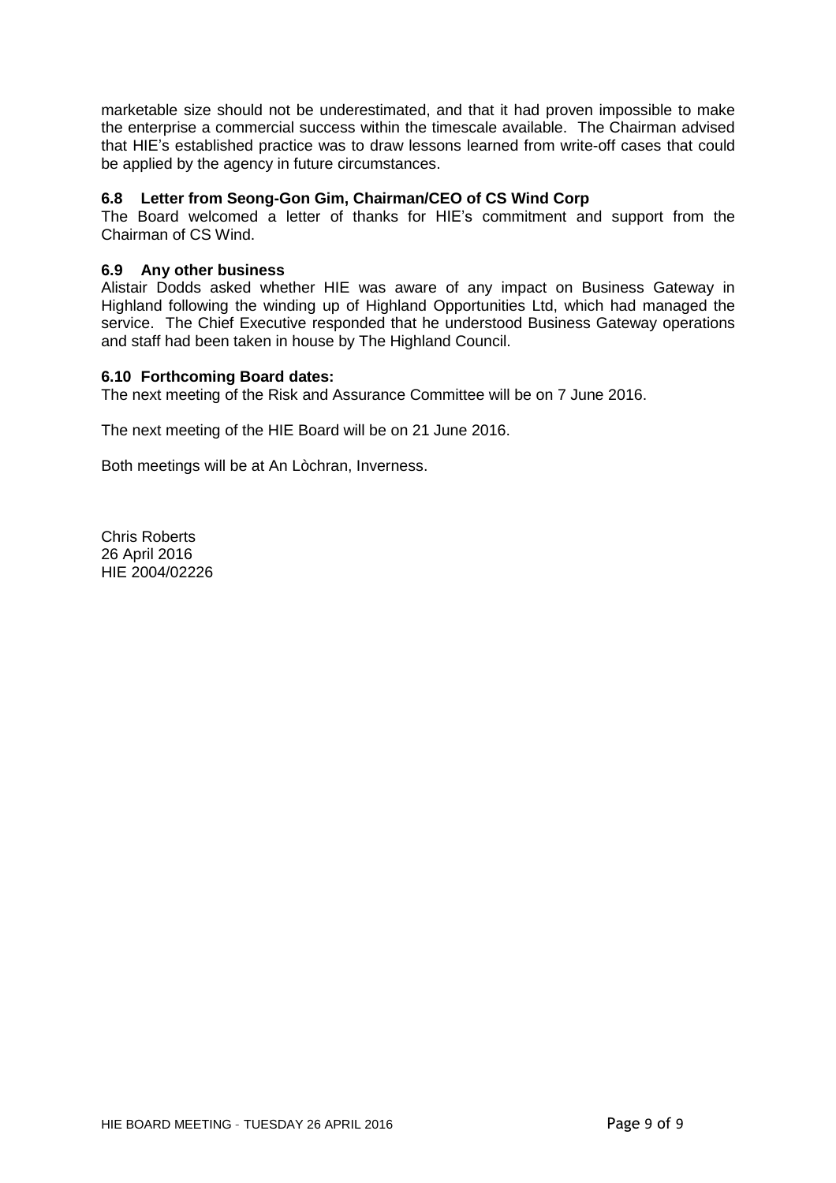marketable size should not be underestimated, and that it had proven impossible to make the enterprise a commercial success within the timescale available. The Chairman advised that HIE's established practice was to draw lessons learned from write-off cases that could be applied by the agency in future circumstances.

### 6.8 Letter from Seong-Gon Gim, Chairman/CEO of CS Wind Corp

The Board welcomed a letter of thanks for HIE's commitment and support from the Chairman of CS Wind.

### 6.9 Any other business

Alistair Dodds asked whether HIE was aware of any impact on Business Gateway in Highland following the winding up of Highland Opportunities Ltd, which had managed the service. The Chief Executive responded that he understood Business Gateway operations and staff had been taken in house by The Highland Council.

### 6.10 Forthcoming Board dates:

The next meeting of the Risk and Assurance Committee will be on 7 June 2016.

The next meeting of the HIE Board will be on 21 June 2016.

Both meetings will be at An Lòchran, Inverness.

Chris Roberts
26 April 2016
HIE 2004/02226